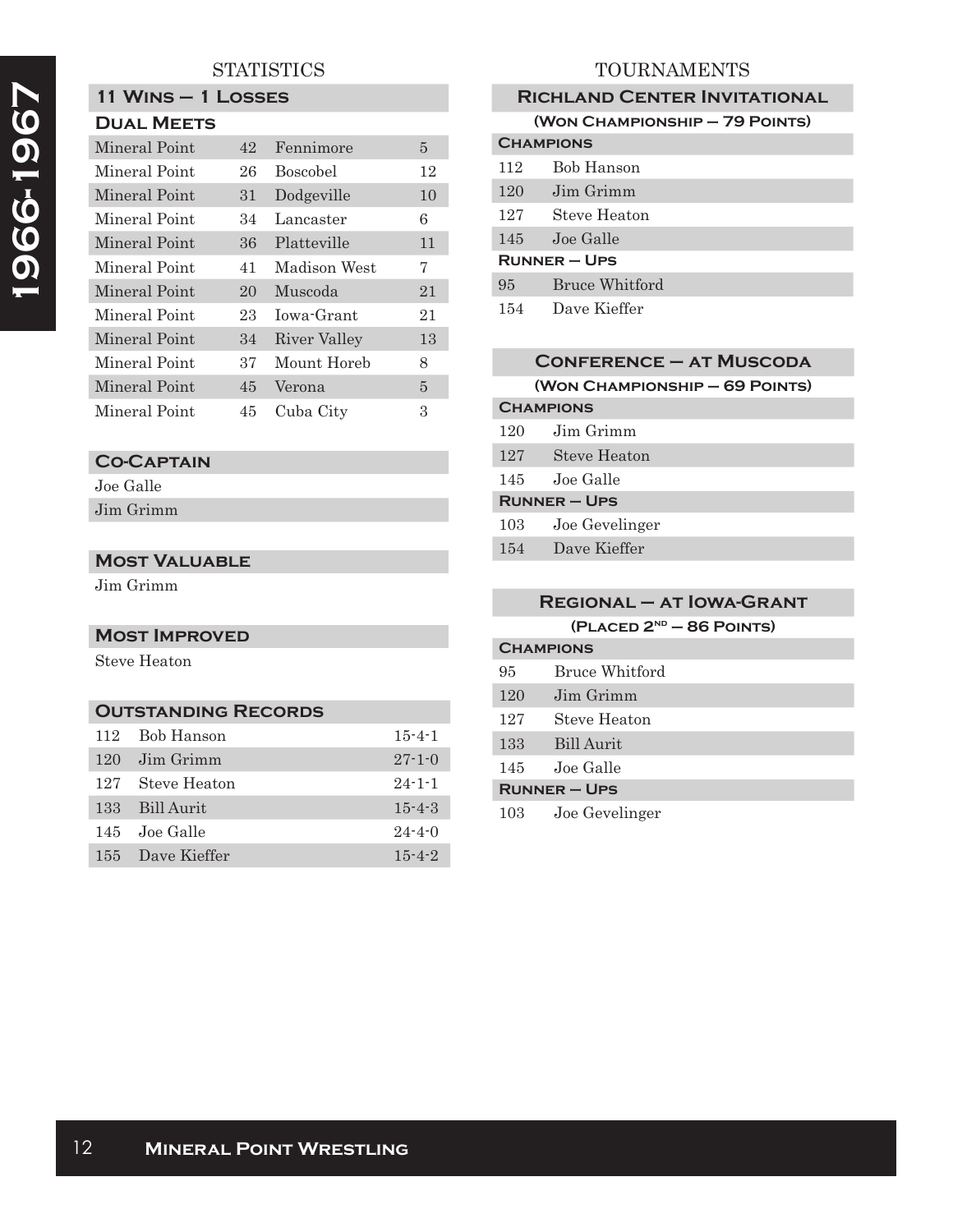# 1966-1967

## STATISTICS

### 11 Wins – 1 Losses

#### Dual Meets

| Team | Score | Opponent | Score |
|---|---|---|---|
| Mineral Point | 42 | Fennimore | 5 |
| Mineral Point | 26 | Boscobel | 12 |
| Mineral Point | 31 | Dodgeville | 10 |
| Mineral Point | 34 | Lancaster | 6 |
| Mineral Point | 36 | Platteville | 11 |
| Mineral Point | 41 | Madison West | 7 |
| Mineral Point | 20 | Muscoda | 21 |
| Mineral Point | 23 | Iowa-Grant | 21 |
| Mineral Point | 34 | River Valley | 13 |
| Mineral Point | 37 | Mount Horeb | 8 |
| Mineral Point | 45 | Verona | 5 |
| Mineral Point | 45 | Cuba City | 3 |

### Co-Captain

Joe Galle

Jim Grimm

### Most Valuable

Jim Grimm

### Most Improved

Steve Heaton

### Outstanding Records

| Weight | Name | Record |
|---|---|---|
| 112 | Bob Hanson | 15-4-1 |
| 120 | Jim Grimm | 27-1-0 |
| 127 | Steve Heaton | 24-1-1 |
| 133 | Bill Aurit | 15-4-3 |
| 145 | Joe Galle | 24-4-0 |
| 155 | Dave Kieffer | 15-4-2 |

## TOURNAMENTS

### Richland Center Invitational

**(Won Championship – 79 Points)**

**Champions**

| Weight | Name |
|---|---|
| 112 | Bob Hanson |
| 120 | Jim Grimm |
| 127 | Steve Heaton |
| 145 | Joe Galle |

**Runner – Ups**

| Weight | Name |
|---|---|
| 95 | Bruce Whitford |
| 154 | Dave Kieffer |

### Conference – at Muscoda

**(Won Championship – 69 Points)**

**Champions**

| Weight | Name |
|---|---|
| 120 | Jim Grimm |
| 127 | Steve Heaton |
| 145 | Joe Galle |

**Runner – Ups**

| Weight | Name |
|---|---|
| 103 | Joe Gevelinger |
| 154 | Dave Kieffer |

### Regional – at Iowa-Grant

**(Placed 2nd – 86 Points)**

**Champions**

| Weight | Name |
|---|---|
| 95 | Bruce Whitford |
| 120 | Jim Grimm |
| 127 | Steve Heaton |
| 133 | Bill Aurit |
| 145 | Joe Galle |

**Runner – Ups**

| Weight | Name |
|---|---|
| 103 | Joe Gevelinger |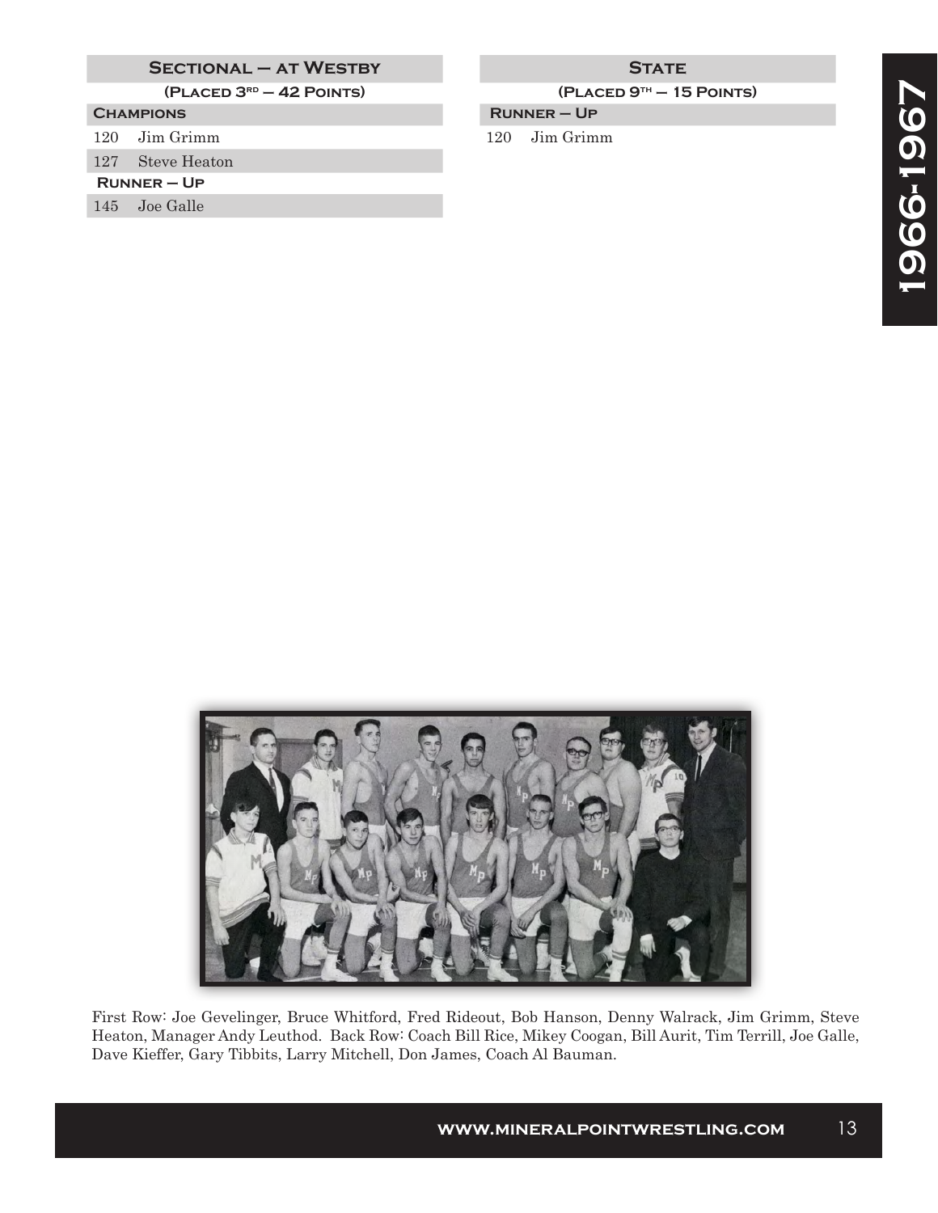## Sectional – at Westby

**(Placed 3rd – 42 Points)**

| | |
|---|---|
| **Champions** | |
| 120 | Jim Grimm |
| 127 | Steve Heaton |
| **Runner – Up** | |
| 145 | Joe Galle |

## State

**(Placed 9th – 15 Points)**

| | |
|---|---|
| **Runner – Up** | |
| 120 | Jim Grimm |

First Row: Joe Gevelinger, Bruce Whitford, Fred Rideout, Bob Hanson, Denny Walrack, Jim Grimm, Steve Heaton, Manager Andy Leuthod. Back Row: Coach Bill Rice, Mikey Coogan, Bill Aurit, Tim Terrill, Joe Galle, Dave Kieffer, Gary Tibbits, Larry Mitchell, Don James, Coach Al Bauman.